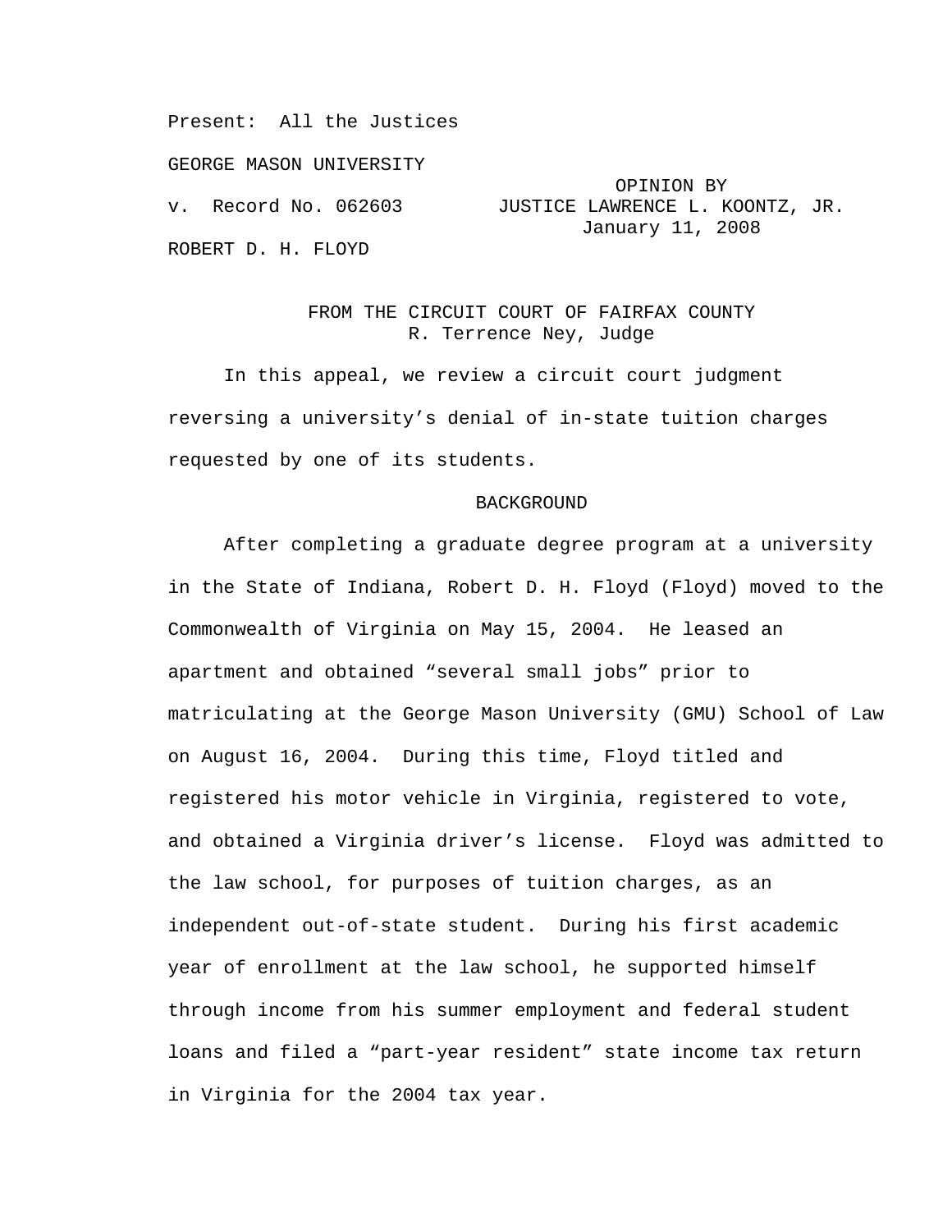Present: All the Justices

GEORGE MASON UNIVERSITY

v. Record No. 062603

OPINION BY JUSTICE LAWRENCE L. KOONTZ, JR.
January 11, 2008

ROBERT D. H. FLOYD

FROM THE CIRCUIT COURT OF FAIRFAX COUNTY
R. Terrence Ney, Judge

In this appeal, we review a circuit court judgment reversing a university's denial of in-state tuition charges requested by one of its students.

## BACKGROUND

After completing a graduate degree program at a university in the State of Indiana, Robert D. H. Floyd (Floyd) moved to the Commonwealth of Virginia on May 15, 2004. He leased an apartment and obtained "several small jobs" prior to matriculating at the George Mason University (GMU) School of Law on August 16, 2004. During this time, Floyd titled and registered his motor vehicle in Virginia, registered to vote, and obtained a Virginia driver's license. Floyd was admitted to the law school, for purposes of tuition charges, as an independent out-of-state student. During his first academic year of enrollment at the law school, he supported himself through income from his summer employment and federal student loans and filed a "part-year resident" state income tax return in Virginia for the 2004 tax year.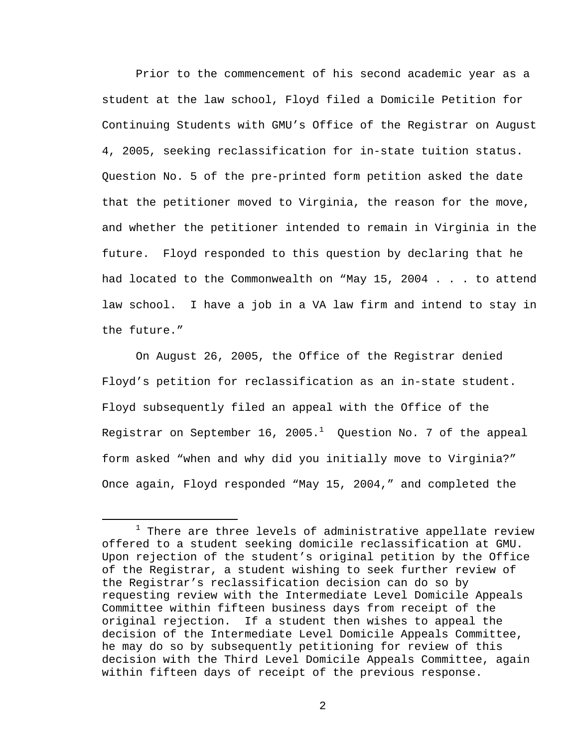Prior to the commencement of his second academic year as a student at the law school, Floyd filed a Domicile Petition for Continuing Students with GMU's Office of the Registrar on August 4, 2005, seeking reclassification for in-state tuition status. Question No. 5 of the pre-printed form petition asked the date that the petitioner moved to Virginia, the reason for the move, and whether the petitioner intended to remain in Virginia in the future. Floyd responded to this question by declaring that he had located to the Commonwealth on "May 15, 2004 . . . to attend law school. I have a job in a VA law firm and intend to stay in the future."

On August 26, 2005, the Office of the Registrar denied Floyd's petition for reclassification as an in-state student. Floyd subsequently filed an appeal with the Office of the Registrar on September 16, 2005.[1] Question No. 7 of the appeal form asked "when and why did you initially move to Virginia?" Once again, Floyd responded "May 15, 2004," and completed the

[1] There are three levels of administrative appellate review offered to a student seeking domicile reclassification at GMU. Upon rejection of the student's original petition by the Office of the Registrar, a student wishing to seek further review of the Registrar's reclassification decision can do so by requesting review with the Intermediate Level Domicile Appeals Committee within fifteen business days from receipt of the original rejection. If a student then wishes to appeal the decision of the Intermediate Level Domicile Appeals Committee, he may do so by subsequently petitioning for review of this decision with the Third Level Domicile Appeals Committee, again within fifteen days of receipt of the previous response.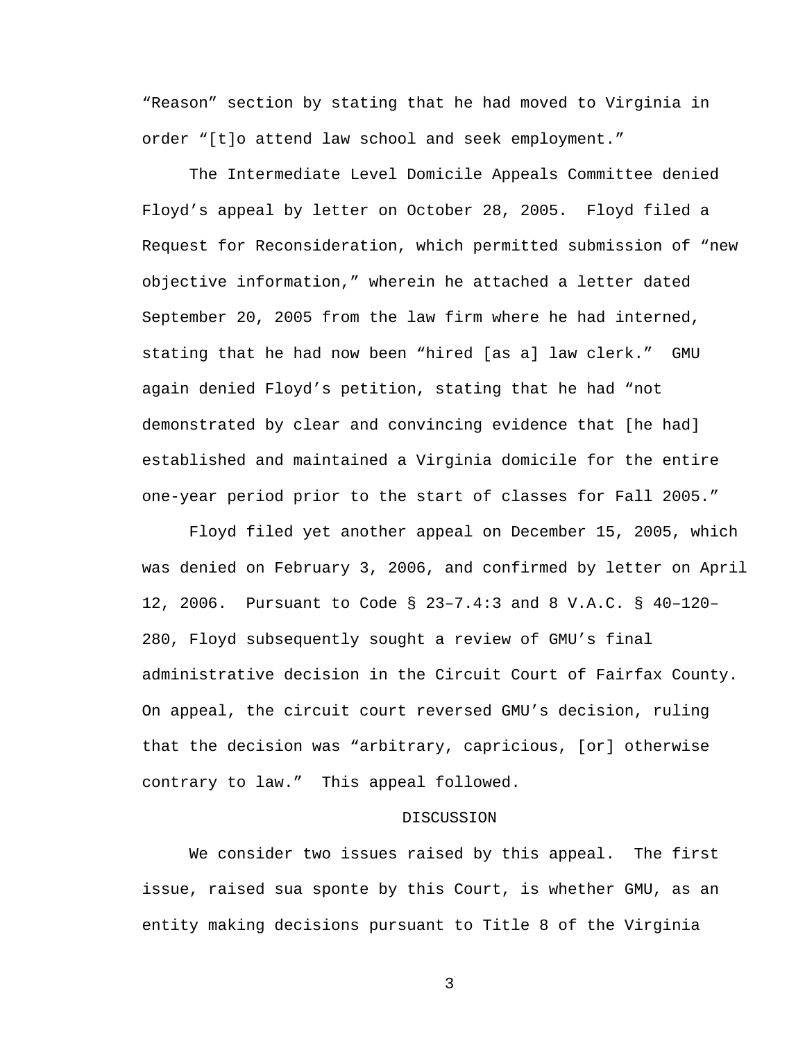"Reason" section by stating that he had moved to Virginia in order "[t]o attend law school and seek employment."

The Intermediate Level Domicile Appeals Committee denied Floyd's appeal by letter on October 28, 2005. Floyd filed a Request for Reconsideration, which permitted submission of "new objective information," wherein he attached a letter dated September 20, 2005 from the law firm where he had interned, stating that he had now been "hired [as a] law clerk." GMU again denied Floyd's petition, stating that he had "not demonstrated by clear and convincing evidence that [he had] established and maintained a Virginia domicile for the entire one-year period prior to the start of classes for Fall 2005."

Floyd filed yet another appeal on December 15, 2005, which was denied on February 3, 2006, and confirmed by letter on April 12, 2006. Pursuant to Code § 23–7.4:3 and 8 V.A.C. § 40–120–280, Floyd subsequently sought a review of GMU's final administrative decision in the Circuit Court of Fairfax County. On appeal, the circuit court reversed GMU's decision, ruling that the decision was "arbitrary, capricious, [or] otherwise contrary to law." This appeal followed.

## DISCUSSION

We consider two issues raised by this appeal. The first issue, raised sua sponte by this Court, is whether GMU, as an entity making decisions pursuant to Title 8 of the Virginia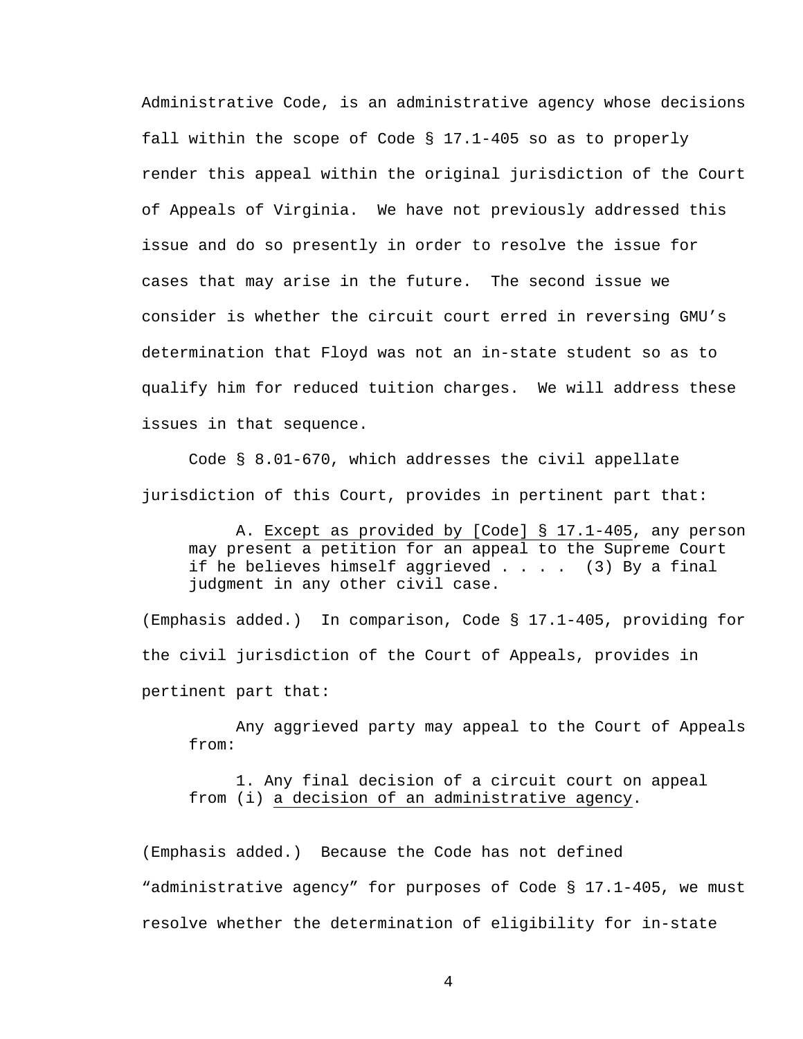Administrative Code, is an administrative agency whose decisions fall within the scope of Code § 17.1-405 so as to properly render this appeal within the original jurisdiction of the Court of Appeals of Virginia. We have not previously addressed this issue and do so presently in order to resolve the issue for cases that may arise in the future. The second issue we consider is whether the circuit court erred in reversing GMU's determination that Floyd was not an in-state student so as to qualify him for reduced tuition charges. We will address these issues in that sequence.

Code § 8.01-670, which addresses the civil appellate jurisdiction of this Court, provides in pertinent part that:

> A. <u>Except as provided by [Code] § 17.1-405</u>, any person may present a petition for an appeal to the Supreme Court if he believes himself aggrieved . . . . (3) By a final judgment in any other civil case.

(Emphasis added.) In comparison, Code § 17.1-405, providing for the civil jurisdiction of the Court of Appeals, provides in pertinent part that:

> Any aggrieved party may appeal to the Court of Appeals from:
>
> 1. Any final decision of a circuit court on appeal from (i) <u>a decision of an administrative agency</u>.

(Emphasis added.) Because the Code has not defined "administrative agency" for purposes of Code § 17.1-405, we must resolve whether the determination of eligibility for in-state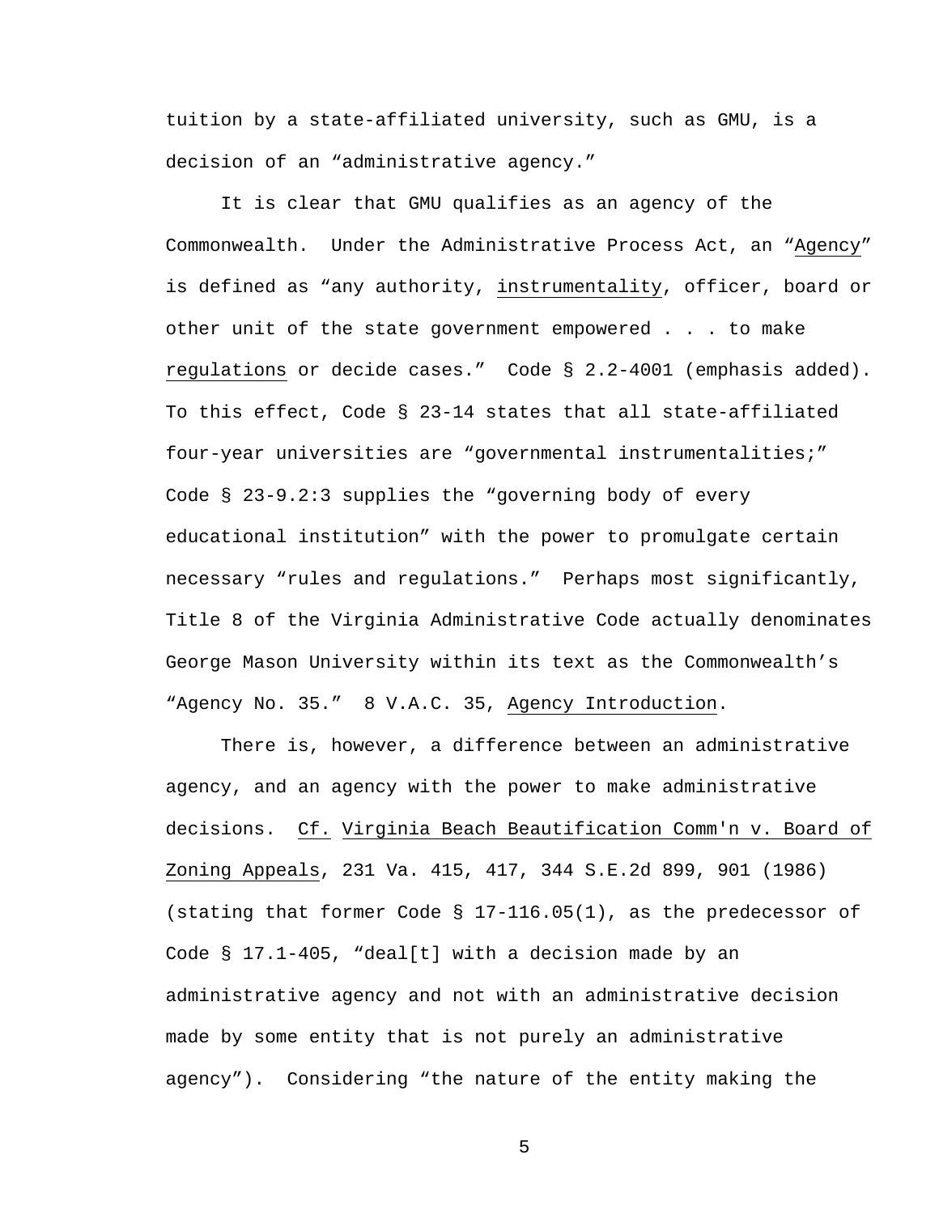tuition by a state-affiliated university, such as GMU, is a decision of an "administrative agency."

It is clear that GMU qualifies as an agency of the Commonwealth. Under the Administrative Process Act, an "Agency" is defined as "any authority, instrumentality, officer, board or other unit of the state government empowered . . . to make regulations or decide cases." Code § 2.2-4001 (emphasis added). To this effect, Code § 23-14 states that all state-affiliated four-year universities are "governmental instrumentalities;" Code § 23-9.2:3 supplies the "governing body of every educational institution" with the power to promulgate certain necessary "rules and regulations." Perhaps most significantly, Title 8 of the Virginia Administrative Code actually denominates George Mason University within its text as the Commonwealth's "Agency No. 35." 8 V.A.C. 35, Agency Introduction.

There is, however, a difference between an administrative agency, and an agency with the power to make administrative decisions. Cf. Virginia Beach Beautification Comm'n v. Board of Zoning Appeals, 231 Va. 415, 417, 344 S.E.2d 899, 901 (1986) (stating that former Code § 17-116.05(1), as the predecessor of Code § 17.1-405, "deal[t] with a decision made by an administrative agency and not with an administrative decision made by some entity that is not purely an administrative agency"). Considering "the nature of the entity making the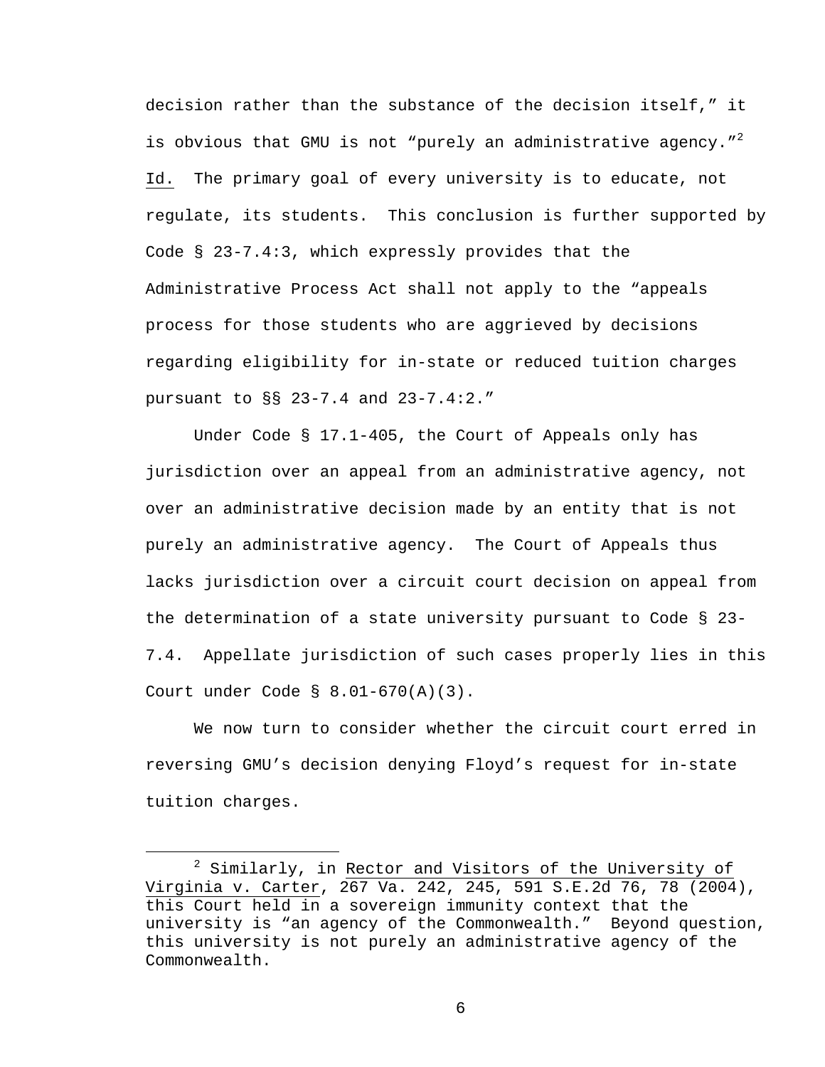decision rather than the substance of the decision itself," it is obvious that GMU is not "purely an administrative agency."[2] Id. The primary goal of every university is to educate, not regulate, its students. This conclusion is further supported by Code § 23-7.4:3, which expressly provides that the Administrative Process Act shall not apply to the "appeals process for those students who are aggrieved by decisions regarding eligibility for in-state or reduced tuition charges pursuant to §§ 23-7.4 and 23-7.4:2."

Under Code § 17.1-405, the Court of Appeals only has jurisdiction over an appeal from an administrative agency, not over an administrative decision made by an entity that is not purely an administrative agency. The Court of Appeals thus lacks jurisdiction over a circuit court decision on appeal from the determination of a state university pursuant to Code § 23-7.4. Appellate jurisdiction of such cases properly lies in this Court under Code § 8.01-670(A)(3).

We now turn to consider whether the circuit court erred in reversing GMU's decision denying Floyd's request for in-state tuition charges.

---

[2] Similarly, in Rector and Visitors of the University of Virginia v. Carter, 267 Va. 242, 245, 591 S.E.2d 76, 78 (2004), this Court held in a sovereign immunity context that the university is "an agency of the Commonwealth." Beyond question, this university is not purely an administrative agency of the Commonwealth.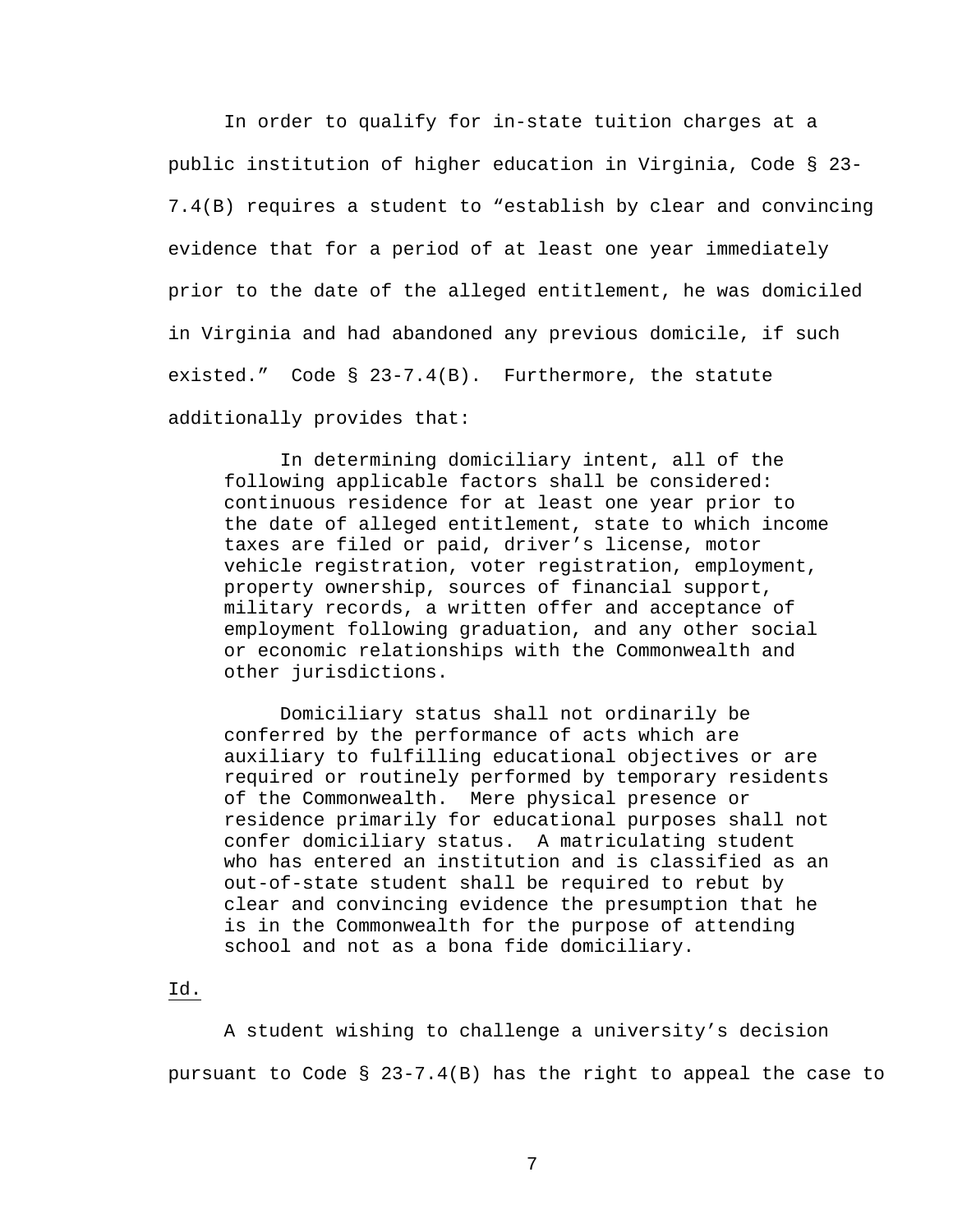In order to qualify for in-state tuition charges at a public institution of higher education in Virginia, Code § 23-7.4(B) requires a student to "establish by clear and convincing evidence that for a period of at least one year immediately prior to the date of the alleged entitlement, he was domiciled in Virginia and had abandoned any previous domicile, if such existed." Code § 23-7.4(B). Furthermore, the statute additionally provides that:

> In determining domiciliary intent, all of the following applicable factors shall be considered: continuous residence for at least one year prior to the date of alleged entitlement, state to which income taxes are filed or paid, driver's license, motor vehicle registration, voter registration, employment, property ownership, sources of financial support, military records, a written offer and acceptance of employment following graduation, and any other social or economic relationships with the Commonwealth and other jurisdictions.
>
> Domiciliary status shall not ordinarily be conferred by the performance of acts which are auxiliary to fulfilling educational objectives or are required or routinely performed by temporary residents of the Commonwealth. Mere physical presence or residence primarily for educational purposes shall not confer domiciliary status. A matriculating student who has entered an institution and is classified as an out-of-state student shall be required to rebut by clear and convincing evidence the presumption that he is in the Commonwealth for the purpose of attending school and not as a bona fide domiciliary.

Id.

A student wishing to challenge a university's decision pursuant to Code § 23-7.4(B) has the right to appeal the case to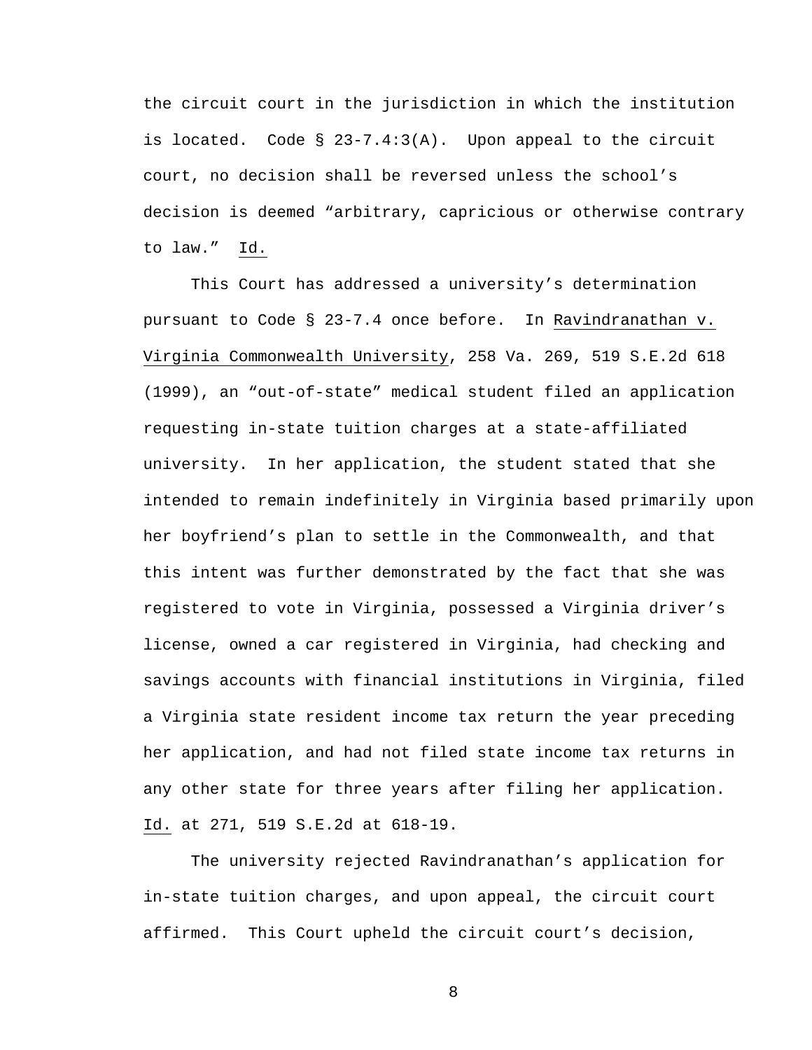the circuit court in the jurisdiction in which the institution is located. Code § 23-7.4:3(A). Upon appeal to the circuit court, no decision shall be reversed unless the school's decision is deemed "arbitrary, capricious or otherwise contrary to law." Id.

This Court has addressed a university's determination pursuant to Code § 23-7.4 once before. In Ravindranathan v. Virginia Commonwealth University, 258 Va. 269, 519 S.E.2d 618 (1999), an "out-of-state" medical student filed an application requesting in-state tuition charges at a state-affiliated university. In her application, the student stated that she intended to remain indefinitely in Virginia based primarily upon her boyfriend's plan to settle in the Commonwealth, and that this intent was further demonstrated by the fact that she was registered to vote in Virginia, possessed a Virginia driver's license, owned a car registered in Virginia, had checking and savings accounts with financial institutions in Virginia, filed a Virginia state resident income tax return the year preceding her application, and had not filed state income tax returns in any other state for three years after filing her application. Id. at 271, 519 S.E.2d at 618-19.

The university rejected Ravindranathan's application for in-state tuition charges, and upon appeal, the circuit court affirmed. This Court upheld the circuit court's decision,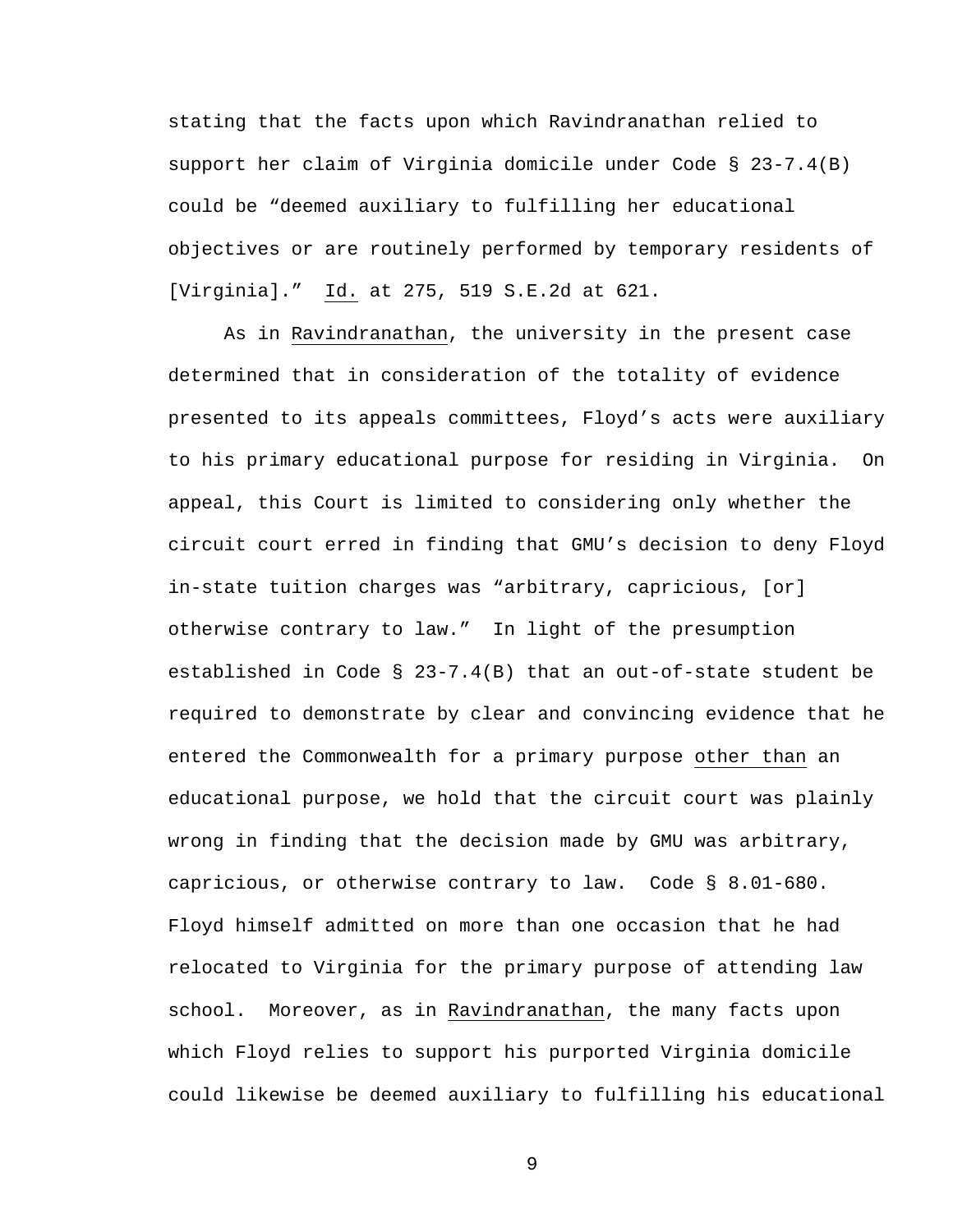stating that the facts upon which Ravindranathan relied to support her claim of Virginia domicile under Code § 23-7.4(B) could be "deemed auxiliary to fulfilling her educational objectives or are routinely performed by temporary residents of [Virginia]." Id. at 275, 519 S.E.2d at 621.

As in Ravindranathan, the university in the present case determined that in consideration of the totality of evidence presented to its appeals committees, Floyd's acts were auxiliary to his primary educational purpose for residing in Virginia. On appeal, this Court is limited to considering only whether the circuit court erred in finding that GMU's decision to deny Floyd in-state tuition charges was "arbitrary, capricious, [or] otherwise contrary to law." In light of the presumption established in Code § 23-7.4(B) that an out-of-state student be required to demonstrate by clear and convincing evidence that he entered the Commonwealth for a primary purpose other than an educational purpose, we hold that the circuit court was plainly wrong in finding that the decision made by GMU was arbitrary, capricious, or otherwise contrary to law. Code § 8.01-680. Floyd himself admitted on more than one occasion that he had relocated to Virginia for the primary purpose of attending law school. Moreover, as in Ravindranathan, the many facts upon which Floyd relies to support his purported Virginia domicile could likewise be deemed auxiliary to fulfilling his educational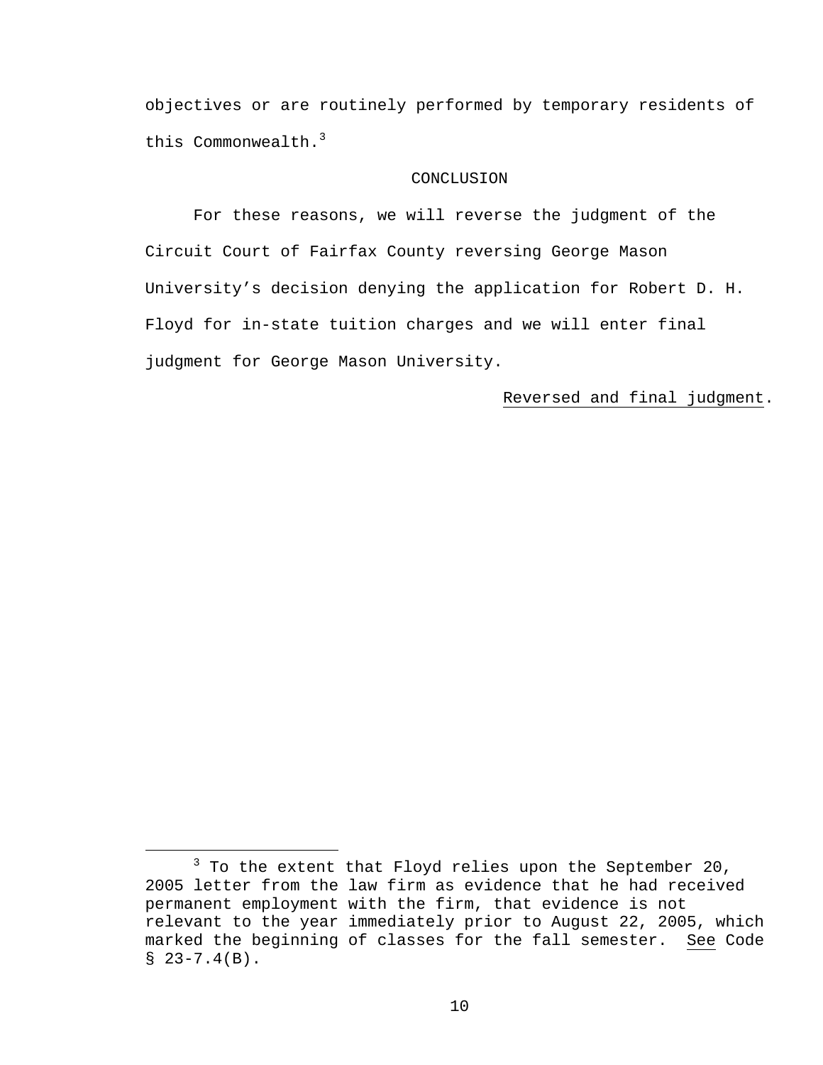objectives or are routinely performed by temporary residents of this Commonwealth.[3]

CONCLUSION

For these reasons, we will reverse the judgment of the Circuit Court of Fairfax County reversing George Mason University's decision denying the application for Robert D. H. Floyd for in-state tuition charges and we will enter final judgment for George Mason University.

Reversed and final judgment.

[3] To the extent that Floyd relies upon the September 20, 2005 letter from the law firm as evidence that he had received permanent employment with the firm, that evidence is not relevant to the year immediately prior to August 22, 2005, which marked the beginning of classes for the fall semester. See Code § 23-7.4(B).